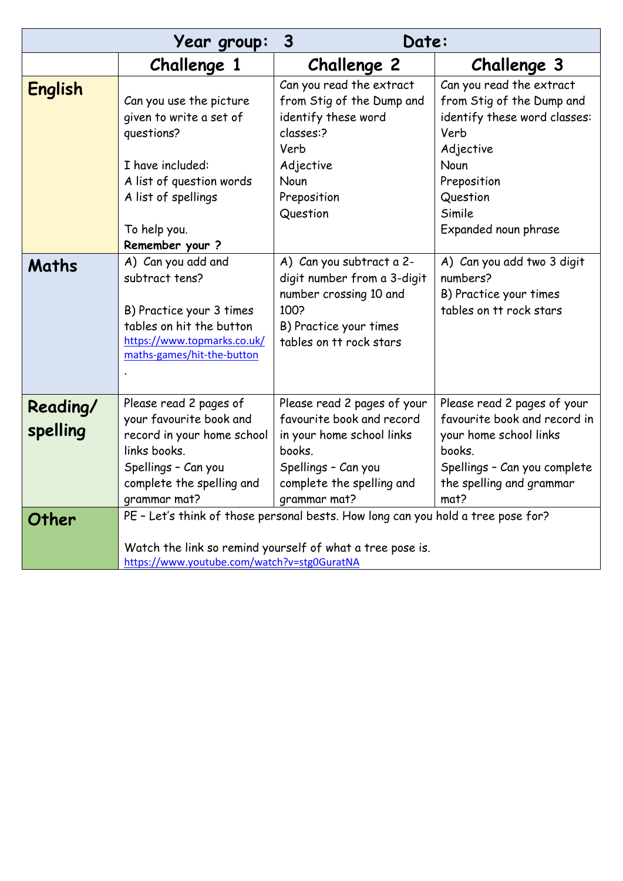| Year group: 3 | | Date: | |
|---|---|---|---|
| | **Challenge 1** | **Challenge 2** | **Challenge 3** |
| **English** | Can you use the picture given to write a set of questions?<br><br>I have included:<br>A list of question words<br>A list of spellings<br><br>To help you.<br>**Remember your ?** | Can you read the extract from Stig of the Dump and identify these word classes:?<br>Verb<br>Adjective<br>Noun<br>Preposition<br>Question | Can you read the extract from Stig of the Dump and identify these word classes:<br>Verb<br>Adjective<br>Noun<br>Preposition<br>Question<br>Simile<br>Expanded noun phrase |
| **Maths** | A) Can you add and subtract tens?<br><br>B) Practice your 3 times tables on hit the button<br>https://www.topmarks.co.uk/maths-games/hit-the-button<br>. | A) Can you subtract a 2-digit number from a 3-digit number crossing 10 and 100?<br>B) Practice your times tables on tt rock stars | A) Can you add two 3 digit numbers?<br>B) Practice your times tables on tt rock stars |
| **Reading/ spelling** | Please read 2 pages of your favourite book and record in your home school links books.<br>Spellings – Can you complete the spelling and grammar mat? | Please read 2 pages of your favourite book and record in your home school links books.<br>Spellings – Can you complete the spelling and grammar mat? | Please read 2 pages of your favourite book and record in your home school links books.<br>Spellings – Can you complete the spelling and grammar mat? |
| **Other** | PE – Let's think of those personal bests. How long can you hold a tree pose for?<br><br>Watch the link so remind yourself of what a tree pose is.<br>https://www.youtube.com/watch?v=stg0GuratNA | | |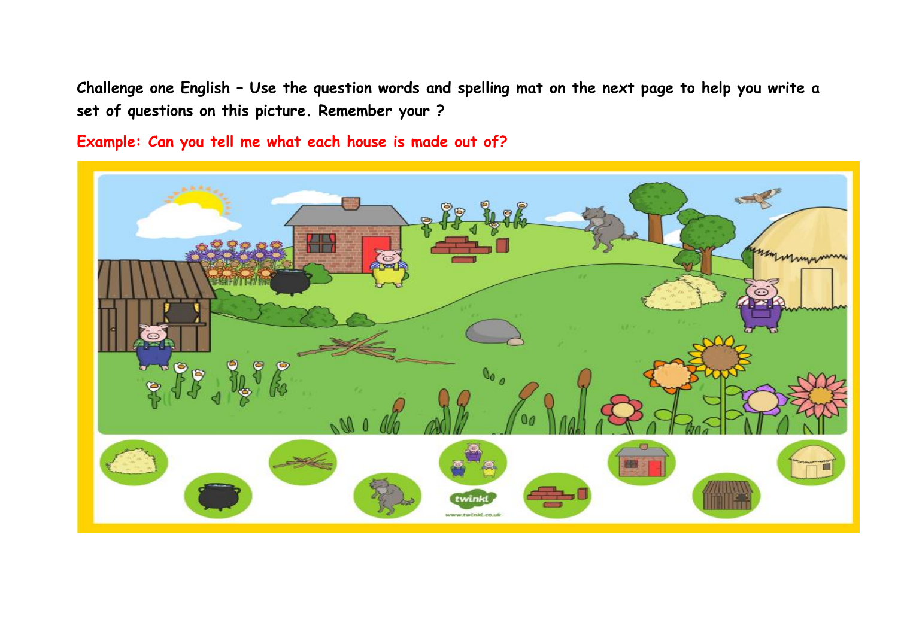**Challenge one English – Use the question words and spelling mat on the next page to help you write a set of questions on this picture. Remember your ?**

**Example: Can you tell me what each house is made out of?**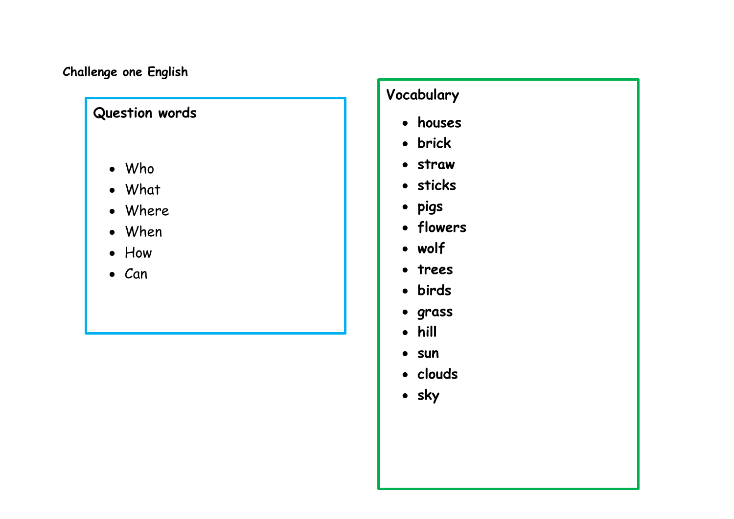Challenge one English

## Question words

- Who
- What
- Where
- When
- How
- Can

## Vocabulary

- houses
- brick
- straw
- sticks
- pigs
- flowers
- wolf
- trees
- birds
- grass
- hill
- sun
- clouds
- sky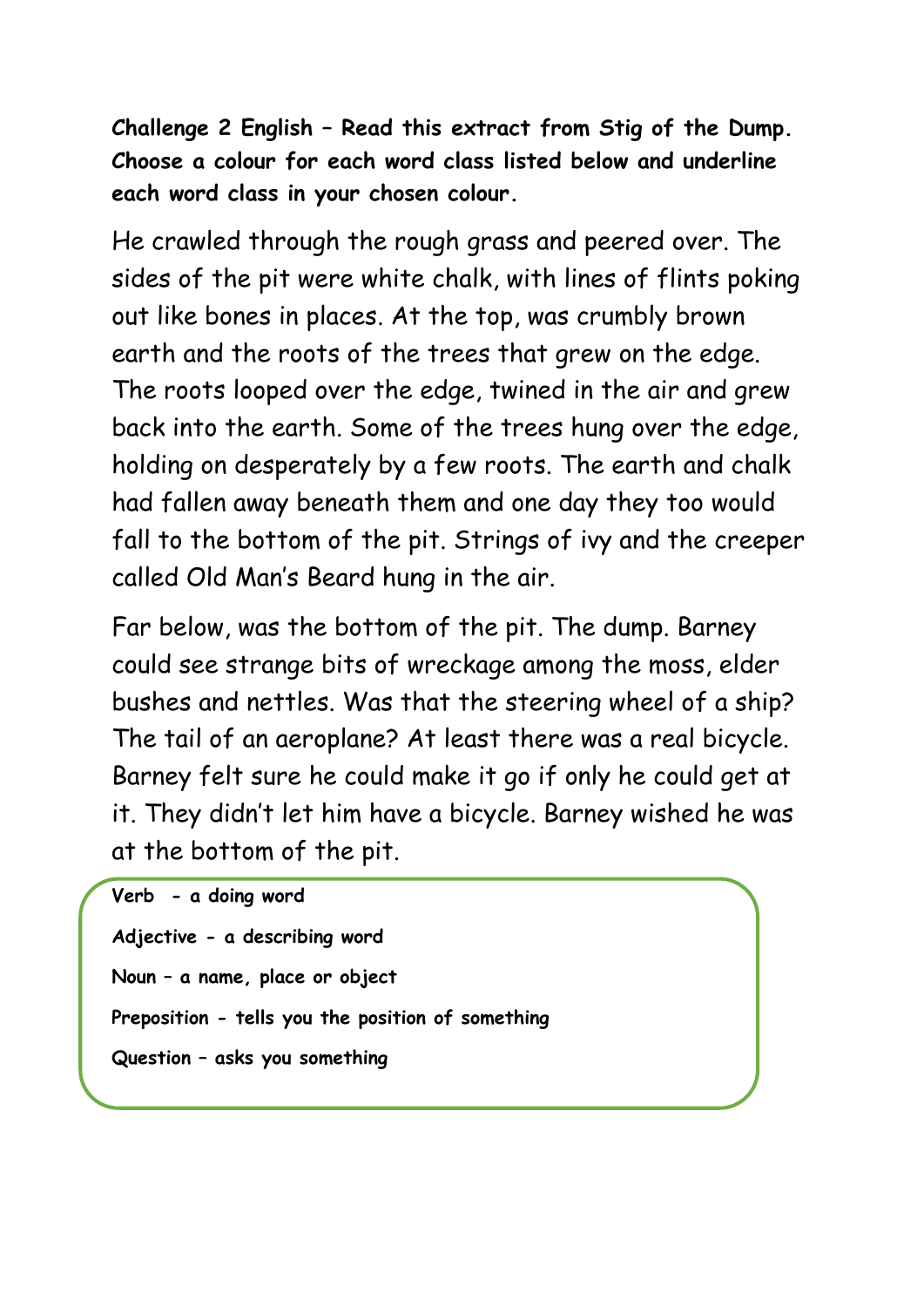**Challenge 2 English – Read this extract from Stig of the Dump. Choose a colour for each word class listed below and underline each word class in your chosen colour.**

He crawled through the rough grass and peered over. The sides of the pit were white chalk, with lines of flints poking out like bones in places. At the top, was crumbly brown earth and the roots of the trees that grew on the edge. The roots looped over the edge, twined in the air and grew back into the earth. Some of the trees hung over the edge, holding on desperately by a few roots. The earth and chalk had fallen away beneath them and one day they too would fall to the bottom of the pit. Strings of ivy and the creeper called Old Man's Beard hung in the air.

Far below, was the bottom of the pit. The dump. Barney could see strange bits of wreckage among the moss, elder bushes and nettles. Was that the steering wheel of a ship? The tail of an aeroplane? At least there was a real bicycle. Barney felt sure he could make it go if only he could get at it. They didn't let him have a bicycle. Barney wished he was at the bottom of the pit.

**Verb - a doing word**

**Adjective - a describing word**

**Noun – a name, place or object**

**Preposition - tells you the position of something**

**Question – asks you something**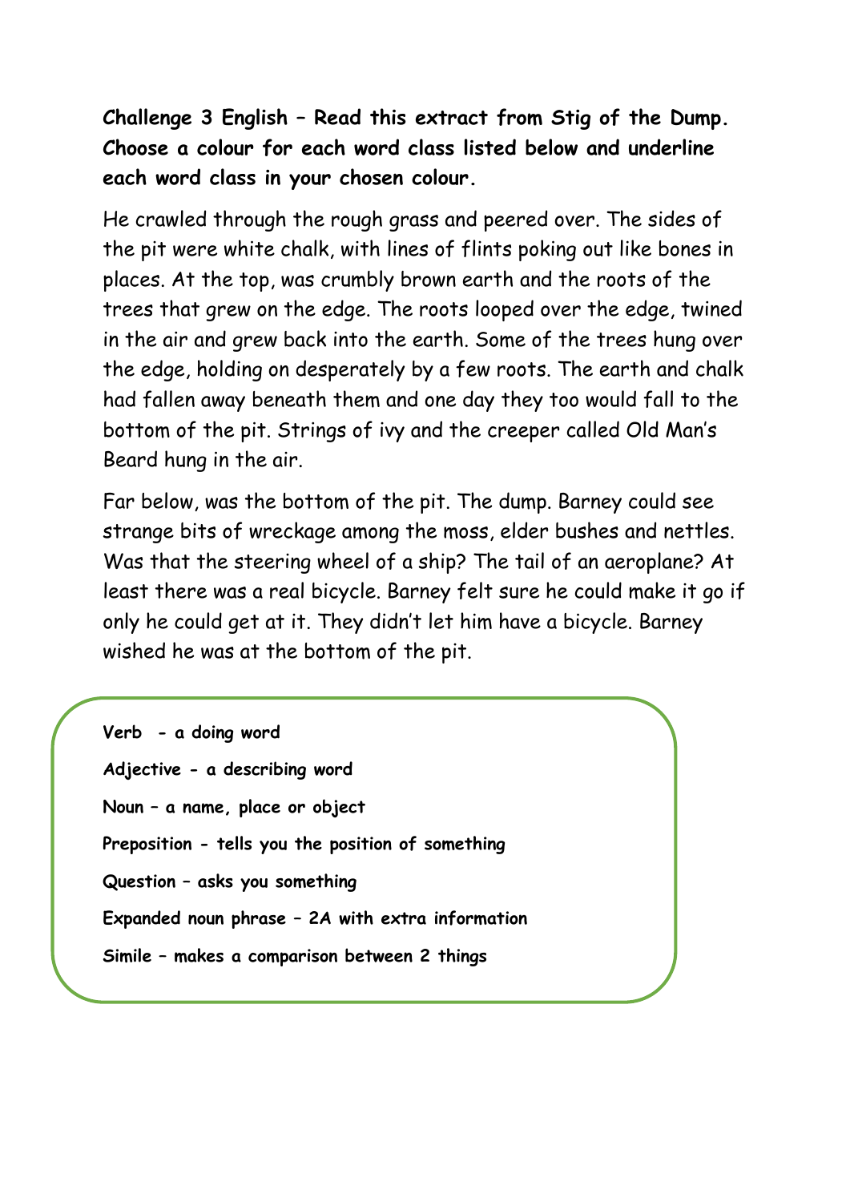**Challenge 3 English – Read this extract from Stig of the Dump. Choose a colour for each word class listed below and underline each word class in your chosen colour.**

He crawled through the rough grass and peered over. The sides of the pit were white chalk, with lines of flints poking out like bones in places. At the top, was crumbly brown earth and the roots of the trees that grew on the edge. The roots looped over the edge, twined in the air and grew back into the earth. Some of the trees hung over the edge, holding on desperately by a few roots. The earth and chalk had fallen away beneath them and one day they too would fall to the bottom of the pit. Strings of ivy and the creeper called Old Man's Beard hung in the air.

Far below, was the bottom of the pit. The dump. Barney could see strange bits of wreckage among the moss, elder bushes and nettles. Was that the steering wheel of a ship? The tail of an aeroplane? At least there was a real bicycle. Barney felt sure he could make it go if only he could get at it. They didn't let him have a bicycle. Barney wished he was at the bottom of the pit.

**Verb - a doing word**

**Adjective - a describing word**

**Noun – a name, place or object**

**Preposition - tells you the position of something**

**Question – asks you something**

**Expanded noun phrase – 2A with extra information**

**Simile – makes a comparison between 2 things**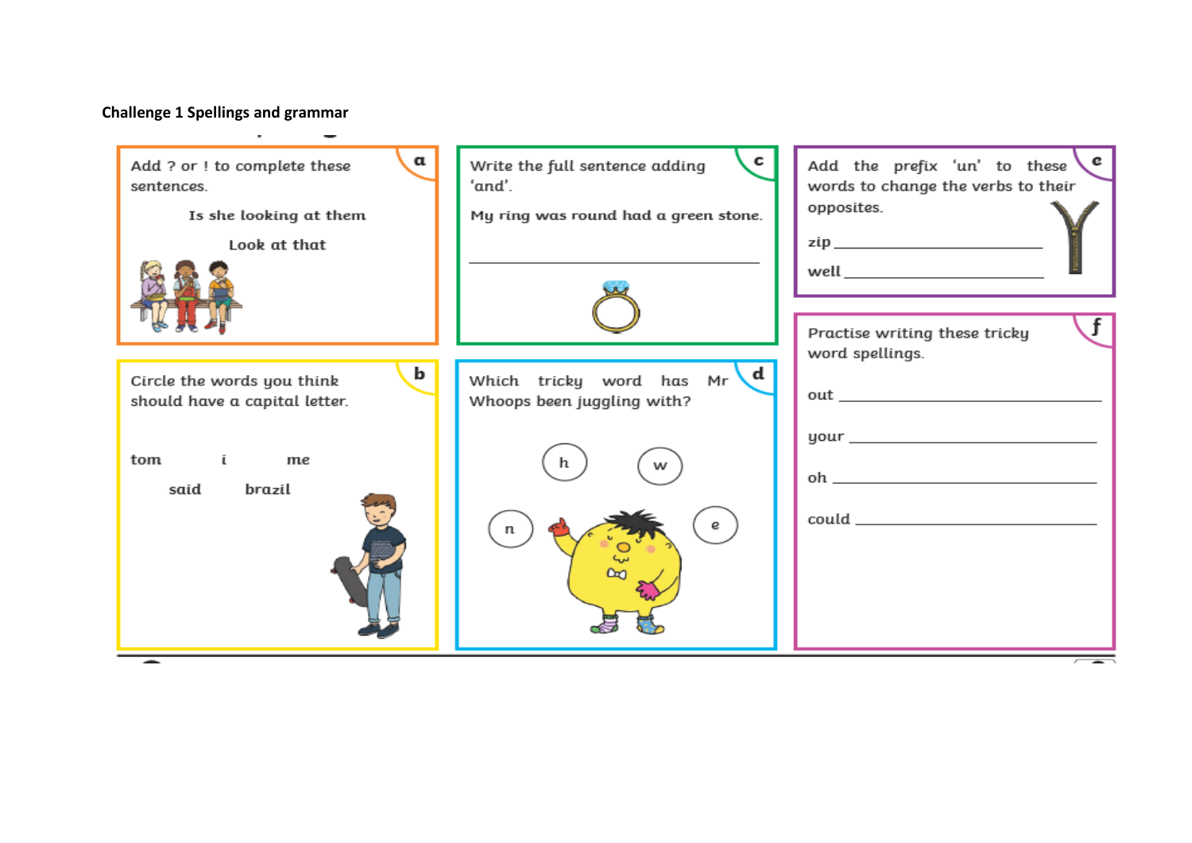**Challenge 1 Spellings and grammar**

**a**

Add ? or ! to complete these sentences.

Is she looking at them

Look at that

**b**

Circle the words you think should have a capital letter.

tom i me

said brazil

**c**

Write the full sentence adding 'and'.

My ring was round had a green stone.

______________________________

**d**

Which tricky word has Mr Whoops been juggling with?

h w n e

**e**

Add the prefix 'un' to these words to change the verbs to their opposites.

zip ______________________

well ______________________

**f**

Practise writing these tricky word spellings.

out ______________________

your ______________________

oh ______________________

could ______________________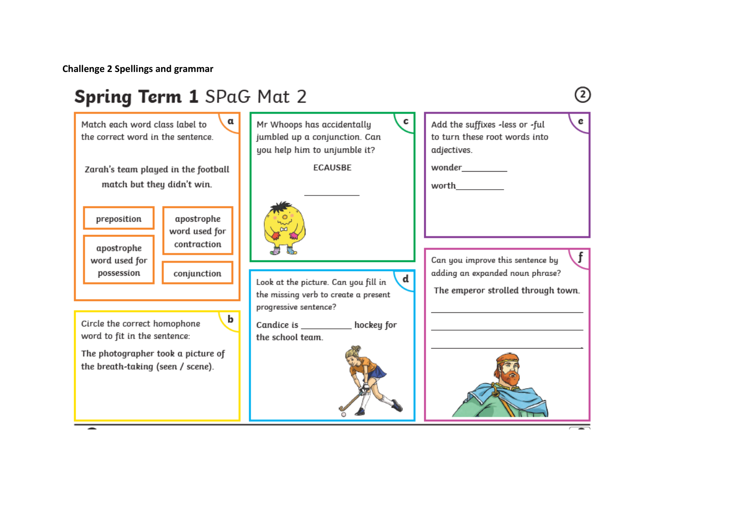**Challenge 2 Spellings and grammar**

# Spring Term 1 SPaG Mat 2

## a

Match each word class label to the correct word in the sentence.

Zarah's team played in the football match but they didn't win.

- preposition
- apostrophe word used for contraction
- apostrophe word used for possession
- conjunction

## b

Circle the correct homophone word to fit in the sentence:

The photographer took a picture of the breath-taking (seen / scene).

## c

Mr Whoops has accidentally jumbled up a conjunction. Can you help him to unjumble it?

ECAUSBE

__________

## d

Look at the picture. Can you fill in the missing verb to create a present progressive sentence?

Candice is __________ hockey for the school team.

## e

Add the suffixes -less or -ful to turn these root words into adjectives.

wonder__________

worth__________

## f

Can you improve this sentence by adding an expanded noun phrase?

The emperor strolled through town.

______________________________

______________________________

______________________________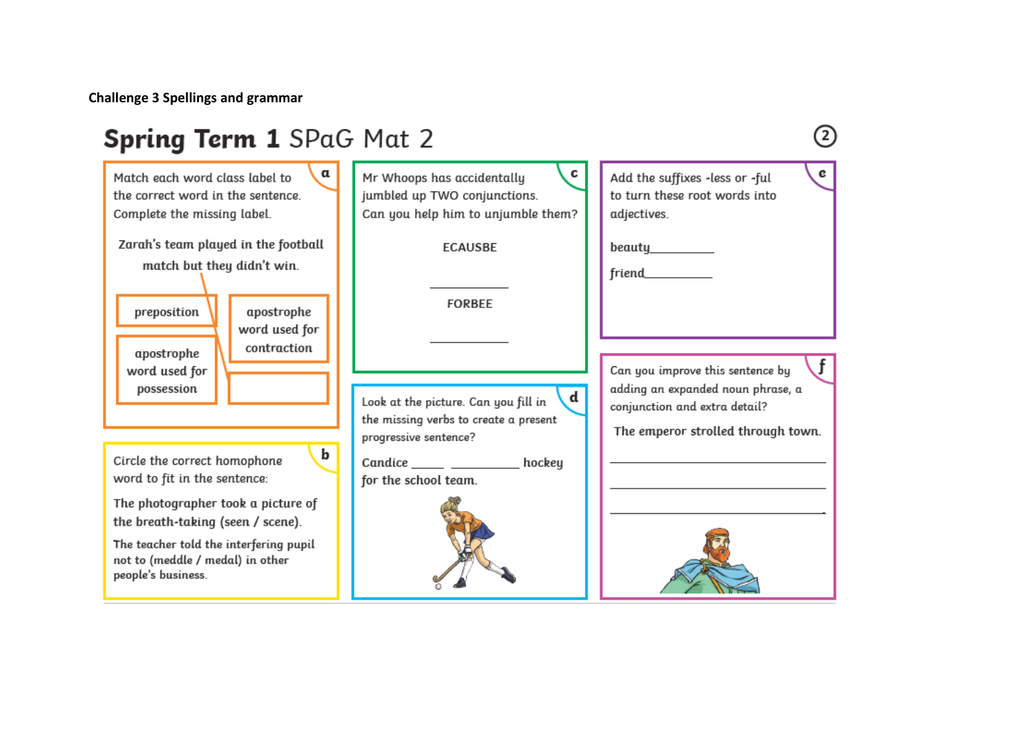**Challenge 3 Spellings and grammar**

# Spring Term 1 SPaG Mat 2

2

## a

Match each word class label to the correct word in the sentence. Complete the missing label.

Zarah's team played in the football match but they didn't win.

- preposition
- apostrophe word used for contraction
- apostrophe word used for possession
- 

## b

Circle the correct homophone word to fit in the sentence:

The photographer took a picture of the breath-taking (seen / scene).

The teacher told the interfering pupil not to (meddle / medal) in other people's business.

## c

Mr Whoops has accidentally jumbled up TWO conjunctions. Can you help him to unjumble them?

ECAUSBE

__________

FORBEE

__________

## d

Look at the picture. Can you fill in the missing verbs to create a present progressive sentence?

Candice _____ __________ hockey for the school team.

## e

Add the suffixes -less or -ful to turn these root words into adjectives.

beauty__________

friend__________

## f

Can you improve this sentence by adding an expanded noun phrase, a conjunction and extra detail?

The emperor strolled through town.

________________________________________

________________________________________

________________________________________.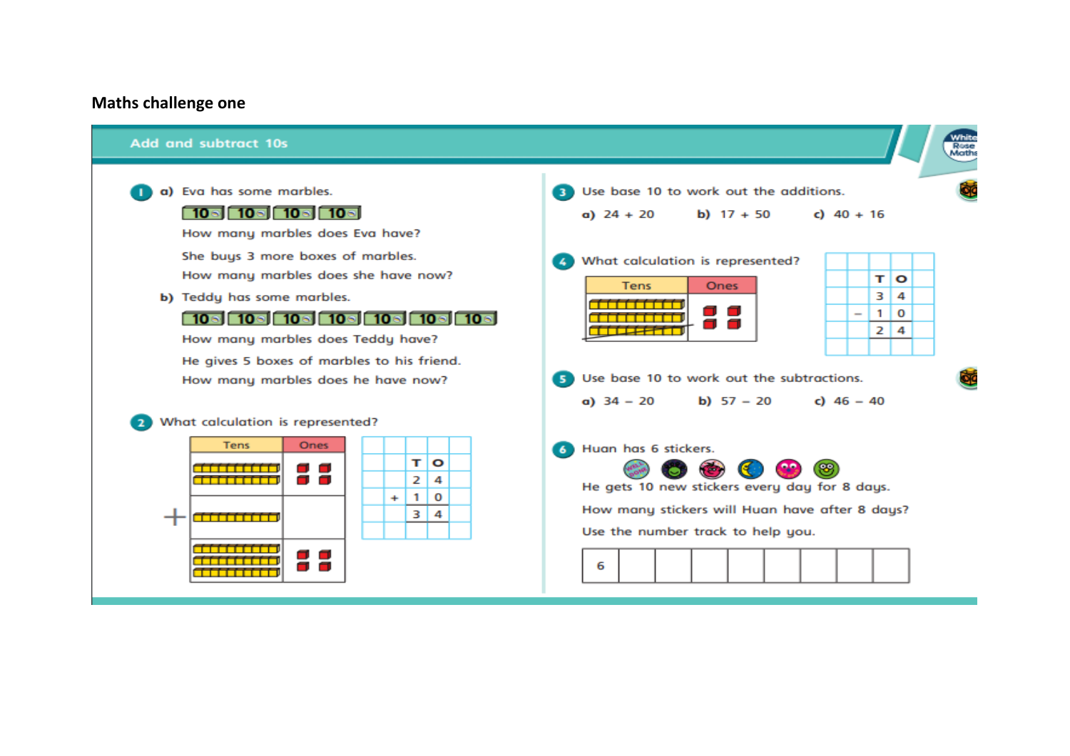# Maths challenge one

## Add and subtract 10s

**1** a) Eva has some marbles.

10 10 10 10

How many marbles does Eva have?

She buys 3 more boxes of marbles.

How many marbles does she have now?

b) Teddy has some marbles.

10 10 10 10 10 10 10

How many marbles does Teddy have?

He gives 5 boxes of marbles to his friend.

How many marbles does he have now?

**2** What calculation is represented?

| Tens | Ones |
| --- | --- |
| 2 tens | 4 ones |
| + 1 ten | |
| 3 tens | 4 ones |

| | T | O |
| --- | --- | --- |
| | 2 | 4 |
| + | 1 | 0 |
| | 3 | 4 |

**3** Use base 10 to work out the additions.

a) 24 + 20  b) 17 + 50  c) 40 + 16

**4** What calculation is represented?

| Tens | Ones |
| --- | --- |
| 3 tens (1 crossed out) | 4 ones |

| | T | O |
| --- | --- | --- |
| | 3 | 4 |
| – | 1 | 0 |
| | 2 | 4 |

**5** Use base 10 to work out the subtractions.

a) 34 – 20  b) 57 – 20  c) 46 – 40

**6** Huan has 6 stickers.

He gets 10 new stickers every day for 8 days.

How many stickers will Huan have after 8 days?

Use the number track to help you.

| 6 | | | | | | | | |
| --- | --- | --- | --- | --- | --- | --- | --- | --- |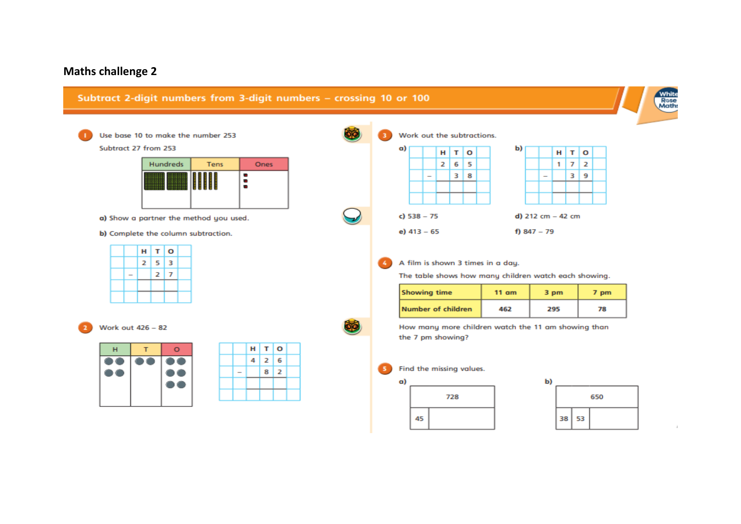# Maths challenge 2

## Subtract 2-digit numbers from 3-digit numbers – crossing 10 or 100

**1** Use base 10 to make the number 253

Subtract 27 from 253

| Hundreds | Tens | Ones |
|---|---|---|
| | | |

**a)** Show a partner the method you used.

**b)** Complete the column subtraction.

| | H | T | O |
|---|---|---|---|
| | 2 | 5 | 3 |
| – | | 2 | 7 |
| | | | |

**2** Work out 426 – 82

| H | T | O |
|---|---|---|
| | | |

| | H | T | O |
|---|---|---|---|
| | 4 | 2 | 6 |
| – | | 8 | 2 |
| | | | |

**3** Work out the subtractions.

**a)**

| | H | T | O |
|---|---|---|---|
| | 2 | 6 | 5 |
| – | | 3 | 8 |
| | | | |

**b)**

| | H | T | O |
|---|---|---|---|
| | 1 | 7 | 2 |
| – | | 3 | 9 |
| | | | |

**c)** 538 – 75

**d)** 212 cm – 42 cm

**e)** 413 – 65

**f)** 847 – 79

**4** A film is shown 3 times in a day.

The table shows how many children watch each showing.

| Showing time | 11 am | 3 pm | 7 pm |
|---|---|---|---|
| Number of children | 462 | 295 | 78 |

How many more children watch the 11 am showing than the 7 pm showing?

**5** Find the missing values.

**a)**

| 728 | |
|---|---|
| 45 | |

**b)**

| 650 | | |
|---|---|---|
| 38 | 53 | |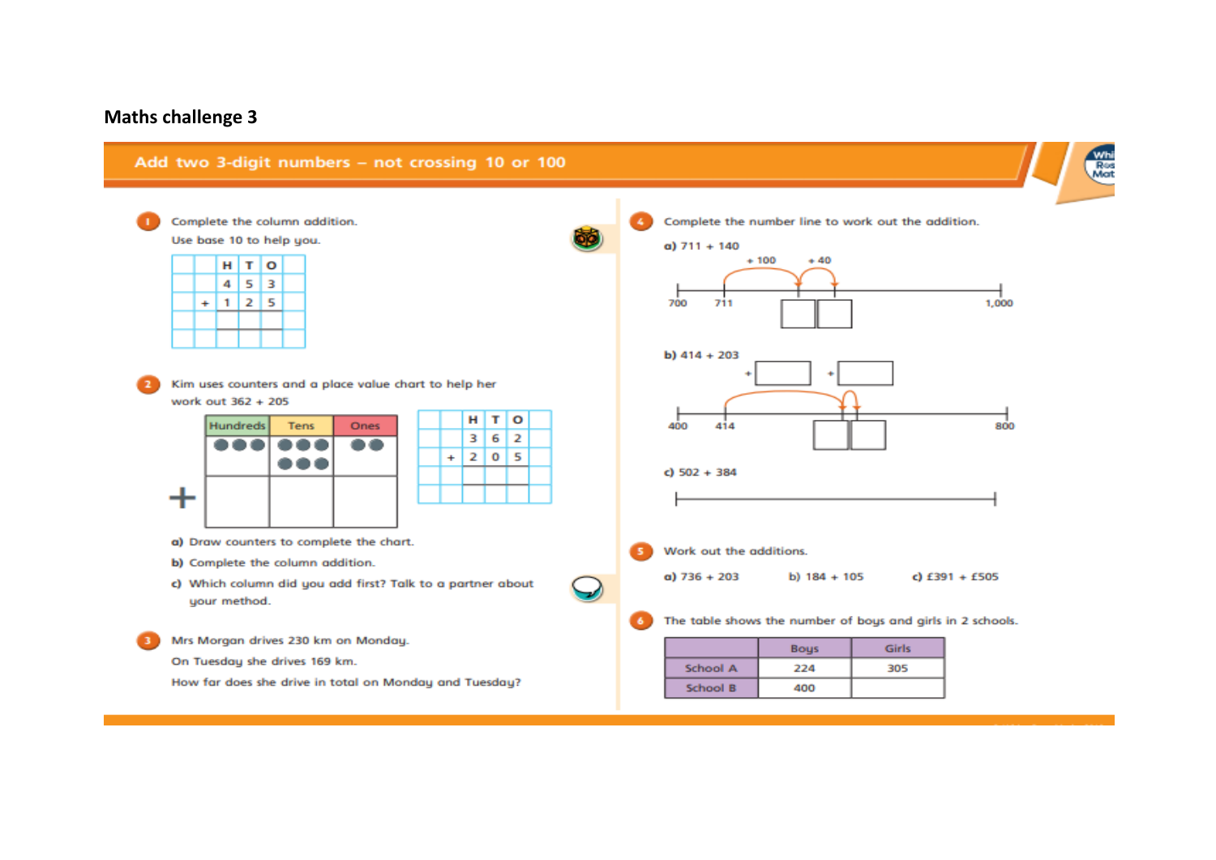# Maths challenge 3

## Add two 3-digit numbers – not crossing 10 or 100

**1** Complete the column addition.

Use base 10 to help you.

| | | H | T | O |
|---|---|---|---|---|
| | | 4 | 5 | 3 |
| | + | 1 | 2 | 5 |
| | | | | |

**2** Kim uses counters and a place value chart to help her work out 362 + 205

| | Hundreds | Tens | Ones |
|---|---|---|---|
| | ●●● | ●●●●●● | ●● |
| + | | | |

| | | H | T | O |
|---|---|---|---|---|
| | | 3 | 6 | 2 |
| | + | 2 | 0 | 5 |
| | | | | |

a) Draw counters to complete the chart.

b) Complete the column addition.

c) Which column did you add first? Talk to a partner about your method.

**3** Mrs Morgan drives 230 km on Monday.

On Tuesday she drives 169 km.

How far does she drive in total on Monday and Tuesday?

**4** Complete the number line to work out the addition.

a) 711 + 140

+ 100 + 40

700 711 1,000

b) 414 + 203

\+ ☐ + ☐

400 414 800

c) 502 + 384

**5** Work out the additions.

a) 736 + 203 b) 184 + 105 c) £391 + £505

**6** The table shows the number of boys and girls in 2 schools.

| | Boys | Girls |
|---|---|---|
| School A | 224 | 305 |
| School B | 400 | |